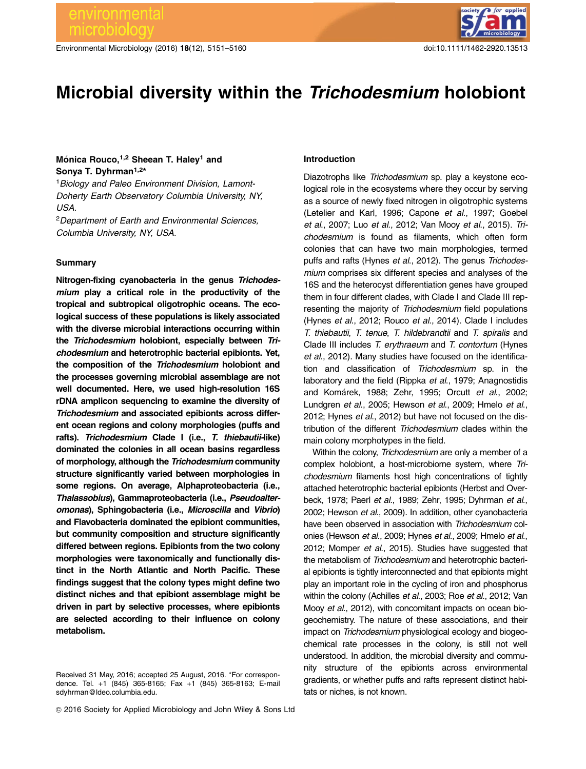# Microbial diversity within the *Trichodesmium* holobiont

**Mónica Rouco,[1,2] Sheean T. Haley[1] and Sonya T. Dyhrman[1,2]***

[1]*Biology and Paleo Environment Division, Lamont-Doherty Earth Observatory Columbia University, NY, USA.*

[2]*Department of Earth and Environmental Sciences, Columbia University, NY, USA.*

## Summary

**Nitrogen-fixing cyanobacteria in the genus *Trichodesmium* play a critical role in the productivity of the tropical and subtropical oligotrophic oceans. The ecological success of these populations is likely associated with the diverse microbial interactions occurring within the *Trichodesmium* holobiont, especially between *Trichodesmium* and heterotrophic bacterial epibionts. Yet, the composition of the *Trichodesmium* holobiont and the processes governing microbial assemblage are not well documented. Here, we used high-resolution 16S rDNA amplicon sequencing to examine the diversity of *Trichodesmium* and associated epibionts across different ocean regions and colony morphologies (puffs and rafts). *Trichodesmium* Clade I (i.e., *T. thiebautii*-like) dominated the colonies in all ocean basins regardless of morphology, although the *Trichodesmium* community structure significantly varied between morphologies in some regions. On average, Alphaproteobacteria (i.e., *Thalassobius*), Gammaproteobacteria (i.e., *Pseudoalteromonas*), Sphingobacteria (i.e., *Microscilla* and *Vibrio*) and Flavobacteria dominated the epibiont communities, but community composition and structure significantly differed between regions. Epibionts from the two colony morphologies were taxonomically and functionally distinct in the North Atlantic and North Pacific. These findings suggest that the colony types might define two distinct niches and that epibiont assemblage might be driven in part by selective processes, where epibionts are selected according to their influence on colony metabolism.**

Received 31 May, 2016; accepted 25 August, 2016. *For correspondence. Tel. +1 (845) 365-8165; Fax +1 (845) 365-8163; E-mail sdyhrman@ldeo.columbia.edu.

## Introduction

Diazotrophs like *Trichodesmium* sp. play a keystone ecological role in the ecosystems where they occur by serving as a source of newly fixed nitrogen in oligotrophic systems (Letelier and Karl, 1996; Capone *et al*., 1997; Goebel *et al*., 2007; Luo *et al*., 2012; Van Mooy *et al*., 2015). *Trichodesmium* is found as filaments, which often form colonies that can have two main morphologies, termed puffs and rafts (Hynes *et al*., 2012). The genus *Trichodesmium* comprises six different species and analyses of the 16S and the heterocyst differentiation genes have grouped them in four different clades, with Clade I and Clade III representing the majority of *Trichodesmium* field populations (Hynes *et al*., 2012; Rouco *et al*., 2014). Clade I includes *T. thiebautii*, *T. tenue*, *T. hildebrandtii* and *T. spiralis* and Clade III includes *T. erythraeum* and *T. contortum* (Hynes *et al*., 2012). Many studies have focused on the identification and classification of *Trichodesmium* sp. in the laboratory and the field (Rippka *et al*., 1979; Anagnostidis and Komárek, 1988; Zehr, 1995; Orcutt *et al*., 2002; Lundgren *et al*., 2005; Hewson *et al*., 2009; Hmelo *et al*., 2012; Hynes *et al*., 2012) but have not focused on the distribution of the different *Trichodesmium* clades within the main colony morphotypes in the field.

Within the colony, *Trichodesmium* are only a member of a complex holobiont, a host-microbiome system, where *Trichodesmium* filaments host high concentrations of tightly attached heterotrophic bacterial epibionts (Herbst and Overbeck, 1978; Paerl *et al*., 1989; Zehr, 1995; Dyhrman *et al*., 2002; Hewson *et al*., 2009). In addition, other cyanobacteria have been observed in association with *Trichodesmium* colonies (Hewson *et al*., 2009; Hynes *et al*., 2009; Hmelo *et al*., 2012; Momper *et al*., 2015). Studies have suggested that the metabolism of *Trichodesmium* and heterotrophic bacterial epibionts is tightly interconnected and that epibionts might play an important role in the cycling of iron and phosphorus within the colony (Achilles *et al*., 2003; Roe *et al*., 2012; Van Mooy *et al*., 2012), with concomitant impacts on ocean biogeochemistry. The nature of these associations, and their impact on *Trichodesmium* physiological ecology and biogeochemical rate processes in the colony, is still not well understood. In addition, the microbial diversity and community structure of the epibionts across environmental gradients, or whether puffs and rafts represent distinct habitats or niches, is not known.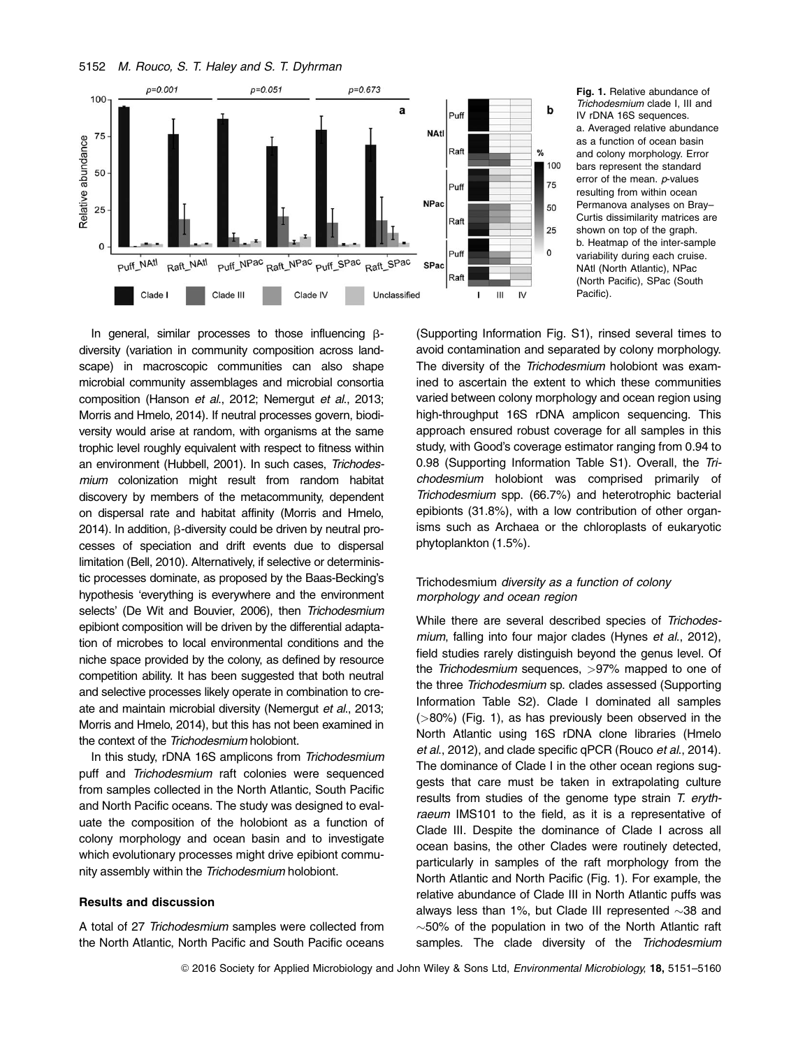Fig. 1. Relative abundance of *Trichodesmium* clade I, III and IV rDNA 16S sequences.
a. Averaged relative abundance as a function of ocean basin and colony morphology. Error bars represent the standard error of the mean. *p*-values resulting from within ocean Permanova analyses on Bray–Curtis dissimilarity matrices are shown on top of the graph.
b. Heatmap of the inter-sample variability during each cruise. NAtl (North Atlantic), NPac (North Pacific), SPac (South Pacific).

In general, similar processes to those influencing β-diversity (variation in community composition across landscape) in macroscopic communities can also shape microbial community assemblages and microbial consortia composition (Hanson *et al.*, 2012; Nemergut *et al.*, 2013; Morris and Hmelo, 2014). If neutral processes govern, biodiversity would arise at random, with organisms at the same trophic level roughly equivalent with respect to fitness within an environment (Hubbell, 2001). In such cases, *Trichodesmium* colonization might result from random habitat discovery by members of the metacommunity, dependent on dispersal rate and habitat affinity (Morris and Hmelo, 2014). In addition, β-diversity could be driven by neutral processes of speciation and drift events due to dispersal limitation (Bell, 2010). Alternatively, if selective or deterministic processes dominate, as proposed by the Baas-Becking's hypothesis 'everything is everywhere and the environment selects' (De Wit and Bouvier, 2006), then *Trichodesmium* epibiont composition will be driven by the differential adaptation of microbes to local environmental conditions and the niche space provided by the colony, as defined by resource competition ability. It has been suggested that both neutral and selective processes likely operate in combination to create and maintain microbial diversity (Nemergut *et al.*, 2013; Morris and Hmelo, 2014), but this has not been examined in the context of the *Trichodesmium* holobiont.

In this study, rDNA 16S amplicons from *Trichodesmium* puff and *Trichodesmium* raft colonies were sequenced from samples collected in the North Atlantic, South Pacific and North Pacific oceans. The study was designed to evaluate the composition of the holobiont as a function of colony morphology and ocean basin and to investigate which evolutionary processes might drive epibiont community assembly within the *Trichodesmium* holobiont.

## Results and discussion

A total of 27 *Trichodesmium* samples were collected from the North Atlantic, North Pacific and South Pacific oceans (Supporting Information Fig. S1), rinsed several times to avoid contamination and separated by colony morphology. The diversity of the *Trichodesmium* holobiont was examined to ascertain the extent to which these communities varied between colony morphology and ocean region using high-throughput 16S rDNA amplicon sequencing. This approach ensured robust coverage for all samples in this study, with Good's coverage estimator ranging from 0.94 to 0.98 (Supporting Information Table S1). Overall, the *Trichodesmium* holobiont was comprised primarily of *Trichodesmium* spp. (66.7%) and heterotrophic bacterial epibionts (31.8%), with a low contribution of other organisms such as Archaea or the chloroplasts of eukaryotic phytoplankton (1.5%).

### *Trichodesmium* diversity as a function of colony morphology and ocean region

While there are several described species of *Trichodesmium*, falling into four major clades (Hynes *et al.*, 2012), field studies rarely distinguish beyond the genus level. Of the *Trichodesmium* sequences, >97% mapped to one of the three *Trichodesmium* sp. clades assessed (Supporting Information Table S2). Clade I dominated all samples (>80%) (Fig. 1), as has previously been observed in the North Atlantic using 16S rDNA clone libraries (Hmelo *et al.*, 2012), and clade specific qPCR (Rouco *et al.*, 2014). The dominance of Clade I in the other ocean regions suggests that care must be taken in extrapolating culture results from studies of the genome type strain *T. erythraeum* IMS101 to the field, as it is a representative of Clade III. Despite the dominance of Clade I across all ocean basins, the other Clades were routinely detected, particularly in samples of the raft morphology from the North Atlantic and North Pacific (Fig. 1). For example, the relative abundance of Clade III in North Atlantic puffs was always less than 1%, but Clade III represented ~38 and ~50% of the population in two of the North Atlantic raft samples. The clade diversity of the *Trichodesmium*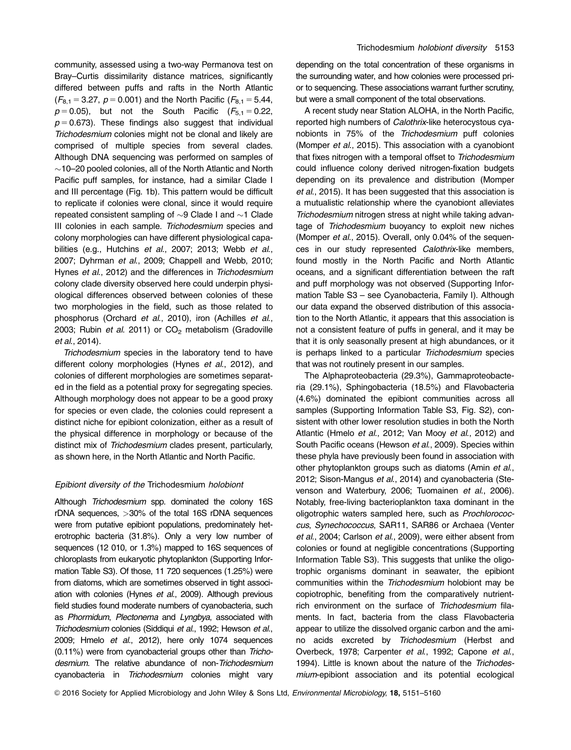community, assessed using a two-way Permanova test on Bray–Curtis dissimilarity distance matrices, significantly differed between puffs and rafts in the North Atlantic ($F_{8,1} = 3.27$, $p = 0.001$) and the North Pacific ($F_{8,1} = 5.44$, $p = 0.05$), but not the South Pacific ($F_{5,1} = 0.22$, $p = 0.673$). These findings also suggest that individual *Trichodesmium* colonies might not be clonal and likely are comprised of multiple species from several clades. Although DNA sequencing was performed on samples of ~10–20 pooled colonies, all of the North Atlantic and North Pacific puff samples, for instance, had a similar Clade I and III percentage (Fig. 1b). This pattern would be difficult to replicate if colonies were clonal, since it would require repeated consistent sampling of ~9 Clade I and ~1 Clade III colonies in each sample. *Trichodesmium* species and colony morphologies can have different physiological capabilities (e.g., Hutchins *et al.*, 2007; 2013; Webb *et al.*, 2007; Dyhrman *et al.*, 2009; Chappell and Webb, 2010; Hynes *et al.*, 2012) and the differences in *Trichodesmium* colony clade diversity observed here could underpin physiological differences observed between colonies of these two morphologies in the field, such as those related to phosphorus (Orchard *et al.*, 2010), iron (Achilles *et al.*, 2003; Rubin *et al.* 2011) or $CO_2$ metabolism (Gradoville *et al.*, 2014).

*Trichodesmium* species in the laboratory tend to have different colony morphologies (Hynes *et al.*, 2012), and colonies of different morphologies are sometimes separated in the field as a potential proxy for segregating species. Although morphology does not appear to be a good proxy for species or even clade, the colonies could represent a distinct niche for epibiont colonization, either as a result of the physical difference in morphology or because of the distinct mix of *Trichodesmium* clades present, particularly, as shown here, in the North Atlantic and North Pacific.

### *Epibiont diversity of the* Trichodesmium *holobiont*

Although *Trichodesmium* spp. dominated the colony 16S rDNA sequences, >30% of the total 16S rDNA sequences were from putative epibiont populations, predominately heterotrophic bacteria (31.8%). Only a very low number of sequences (12 010, or 1.3%) mapped to 16S sequences of chloroplasts from eukaryotic phytoplankton (Supporting Information Table S3). Of those, 11 720 sequences (1.25%) were from diatoms, which are sometimes observed in tight association with colonies (Hynes *et al.*, 2009). Although previous field studies found moderate numbers of cyanobacteria, such as *Phormidum*, *Plectonema* and *Lyngbya*, associated with *Trichodesmium* colonies (Siddiqui *et al.*, 1992; Hewson *et al.*, 2009; Hmelo *et al.*, 2012), here only 1074 sequences (0.11%) were from cyanobacterial groups other than *Trichodesmium*. The relative abundance of non-*Trichodesmium* cyanobacteria in *Trichodesmium* colonies might vary depending on the total concentration of these organisms in the surrounding water, and how colonies were processed prior to sequencing. These associations warrant further scrutiny, but were a small component of the total observations.

A recent study near Station ALOHA, in the North Pacific, reported high numbers of *Calothrix*-like heterocystous cyanobionts in 75% of the *Trichodesmium* puff colonies (Momper *et al.*, 2015). This association with a cyanobiont that fixes nitrogen with a temporal offset to *Trichodesmium* could influence colony derived nitrogen-fixation budgets depending on its prevalence and distribution (Momper *et al.*, 2015). It has been suggested that this association is a mutualistic relationship where the cyanobiont alleviates *Trichodesmium* nitrogen stress at night while taking advantage of *Trichodesmium* buoyancy to exploit new niches (Momper *et al.*, 2015). Overall, only 0.04% of the sequences in our study represented *Calothrix*-like members, found mostly in the North Pacific and North Atlantic oceans, and a significant differentiation between the raft and puff morphology was not observed (Supporting Information Table S3 – see Cyanobacteria, Family I). Although our data expand the observed distribution of this association to the North Atlantic, it appears that this association is not a consistent feature of puffs in general, and it may be that it is only seasonally present at high abundances, or it is perhaps linked to a particular *Trichodesmium* species that was not routinely present in our samples.

The Alphaproteobacteria (29.3%), Gammaproteobacteria (29.1%), Sphingobacteria (18.5%) and Flavobacteria (4.6%) dominated the epibiont communities across all samples (Supporting Information Table S3, Fig. S2), consistent with other lower resolution studies in both the North Atlantic (Hmelo *et al.*, 2012; Van Mooy *et al.*, 2012) and South Pacific oceans (Hewson *et al.*, 2009). Species within these phyla have previously been found in association with other phytoplankton groups such as diatoms (Amin *et al.*, 2012; Sison-Mangus *et al.*, 2014) and cyanobacteria (Stevenson and Waterbury, 2006; Tuomainen *et al.*, 2006). Notably, free-living bacterioplankton taxa dominant in the oligotrophic waters sampled here, such as *Prochlorococcus*, *Synechococcus*, SAR11, SAR86 or Archaea (Venter *et al.*, 2004; Carlson *et al.*, 2009), were either absent from colonies or found at negligible concentrations (Supporting Information Table S3). This suggests that unlike the oligotrophic organisms dominant in seawater, the epibiont communities within the *Trichodesmium* holobiont may be copiotrophic, benefiting from the comparatively nutrient-rich environment on the surface of *Trichodesmium* filaments. In fact, bacteria from the class Flavobacteria appear to utilize the dissolved organic carbon and the amino acids excreted by *Trichodesmium* (Herbst and Overbeck, 1978; Carpenter *et al.*, 1992; Capone *et al.*, 1994). Little is known about the nature of the *Trichodesmium*-epibiont association and its potential ecological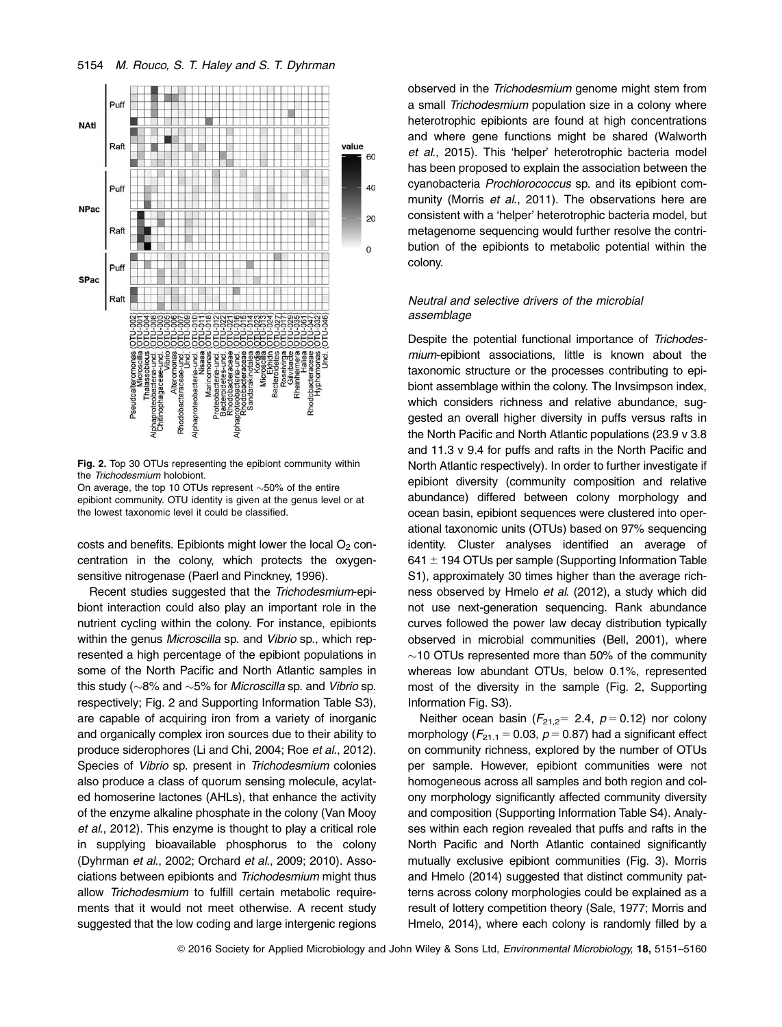**Fig. 2.** Top 30 OTUs representing the epibiont community within the *Trichodesmium* holobiont.
On average, the top 10 OTUs represent ~50% of the entire epibiont community. OTU identity is given at the genus level or at the lowest taxonomic level it could be classified.

costs and benefits. Epibionts might lower the local $O_2$ concentration in the colony, which protects the oxygen-sensitive nitrogenase (Paerl and Pinckney, 1996).

Recent studies suggested that the *Trichodesmium*-epibiont interaction could also play an important role in the nutrient cycling within the colony. For instance, epibionts within the genus *Microscilla* sp. and *Vibrio* sp., which represented a high percentage of the epibiont populations in some of the North Pacific and North Atlantic samples in this study (~8% and ~5% for *Microscilla* sp. and *Vibrio* sp. respectively; Fig. 2 and Supporting Information Table S3), are capable of acquiring iron from a variety of inorganic and organically complex iron sources due to their ability to produce siderophores (Li and Chi, 2004; Roe *et al*., 2012). Species of *Vibrio* sp. present in *Trichodesmium* colonies also produce a class of quorum sensing molecule, acylated homoserine lactones (AHLs), that enhance the activity of the enzyme alkaline phosphate in the colony (Van Mooy *et al*., 2012). This enzyme is thought to play a critical role in supplying bioavailable phosphorus to the colony (Dyhrman *et al*., 2002; Orchard *et al*., 2009; 2010). Associations between epibionts and *Trichodesmium* might thus allow *Trichodesmium* to fulfill certain metabolic requirements that it would not meet otherwise. A recent study suggested that the low coding and large intergenic regions observed in the *Trichodesmium* genome might stem from a small *Trichodesmium* population size in a colony where heterotrophic epibionts are found at high concentrations and where gene functions might be shared (Walworth *et al*., 2015). This 'helper' heterotrophic bacteria model has been proposed to explain the association between the cyanobacteria *Prochlorococcus* sp. and its epibiont community (Morris *et al*., 2011). The observations here are consistent with a 'helper' heterotrophic bacteria model, but metagenome sequencing would further resolve the contribution of the epibionts to metabolic potential within the colony.

### *Neutral and selective drivers of the microbial assemblage*

Despite the potential functional importance of *Trichodesmium*-epibiont associations, little is known about the taxonomic structure or the processes contributing to epibiont assemblage within the colony. The Invsimpson index, which considers richness and relative abundance, suggested an overall higher diversity in puffs versus rafts in the North Pacific and North Atlantic populations (23.9 v 3.8 and 11.3 v 9.4 for puffs and rafts in the North Pacific and North Atlantic respectively). In order to further investigate if epibiont diversity (community composition and relative abundance) differed between colony morphology and ocean basin, epibiont sequences were clustered into operational taxonomic units (OTUs) based on 97% sequencing identity. Cluster analyses identified an average of $641 \pm 194$ OTUs per sample (Supporting Information Table S1), approximately 30 times higher than the average richness observed by Hmelo *et al*. (2012), a study which did not use next-generation sequencing. Rank abundance curves followed the power law decay distribution typically observed in microbial communities (Bell, 2001), where ~10 OTUs represented more than 50% of the community whereas low abundant OTUs, below 0.1%, represented most of the diversity in the sample (Fig. 2, Supporting Information Fig. S3).

Neither ocean basin ($F_{21,2} = 2.4$, $p = 0.12$) nor colony morphology ($F_{21,1} = 0.03$, $p = 0.87$) had a significant effect on community richness, explored by the number of OTUs per sample. However, epibiont communities were not homogeneous across all samples and both region and colony morphology significantly affected community diversity and composition (Supporting Information Table S4). Analyses within each region revealed that puffs and rafts in the North Pacific and North Atlantic contained significantly mutually exclusive epibiont communities (Fig. 3). Morris and Hmelo (2014) suggested that distinct community patterns across colony morphologies could be explained as a result of lottery competition theory (Sale, 1977; Morris and Hmelo, 2014), where each colony is randomly filled by a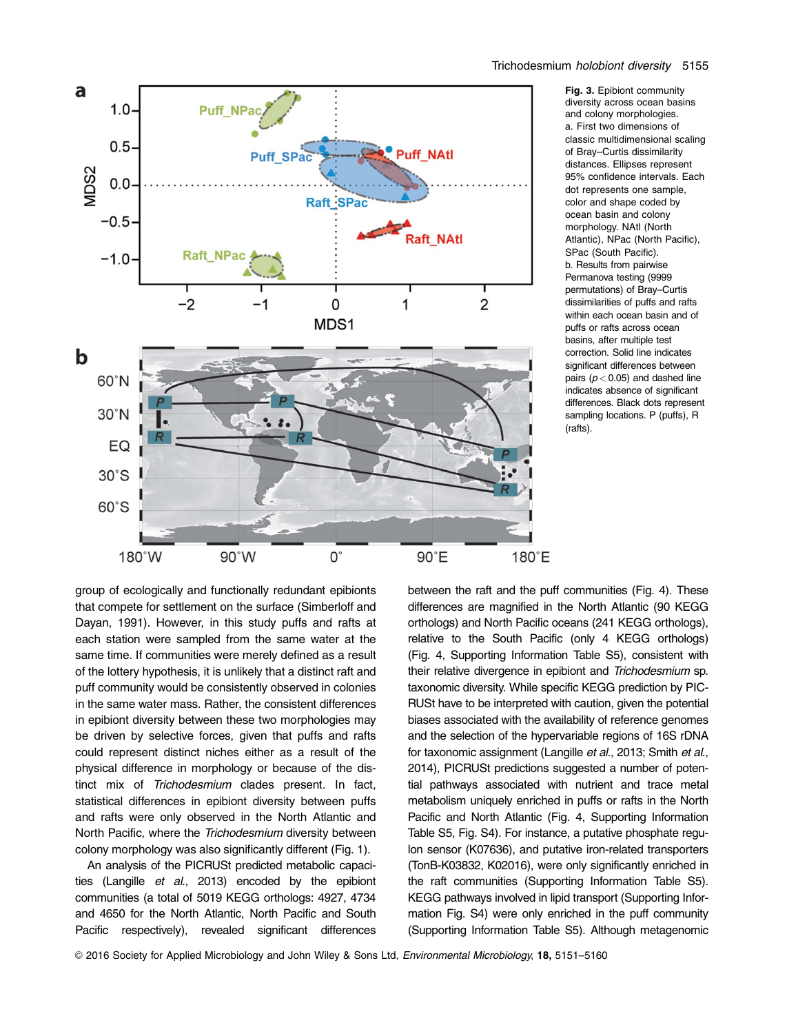**Fig. 3.** Epibiont community diversity across ocean basins and colony morphologies.
a. First two dimensions of classic multidimensional scaling of Bray–Curtis dissimilarity distances. Ellipses represent 95% confidence intervals. Each dot represents one sample, color and shape coded by ocean basin and colony morphology. NAtl (North Atlantic), NPac (North Pacific), SPac (South Pacific).
b. Results from pairwise Permanova testing (9999 permutations) of Bray–Curtis dissimilarities of puffs and rafts within each ocean basin and of puffs or rafts across ocean basins, after multiple test correction. Solid line indicates significant differences between pairs ($p < 0.05$) and dashed line indicates absence of significant differences. Black dots represent sampling locations. P (puffs), R (rafts).

group of ecologically and functionally redundant epibionts that compete for settlement on the surface (Simberloff and Dayan, 1991). However, in this study puffs and rafts at each station were sampled from the same water at the same time. If communities were merely defined as a result of the lottery hypothesis, it is unlikely that a distinct raft and puff community would be consistently observed in colonies in the same water mass. Rather, the consistent differences in epibiont diversity between these two morphologies may be driven by selective forces, given that puffs and rafts could represent distinct niches either as a result of the physical difference in morphology or because of the distinct mix of *Trichodesmium* clades present. In fact, statistical differences in epibiont diversity between puffs and rafts were only observed in the North Atlantic and North Pacific, where the *Trichodesmium* diversity between colony morphology was also significantly different (Fig. 1).

An analysis of the PICRUSt predicted metabolic capacities (Langille *et al.*, 2013) encoded by the epibiont communities (a total of 5019 KEGG orthologs: 4927, 4734 and 4650 for the North Atlantic, North Pacific and South Pacific respectively), revealed significant differences between the raft and the puff communities (Fig. 4). These differences are magnified in the North Atlantic (90 KEGG orthologs) and North Pacific oceans (241 KEGG orthologs), relative to the South Pacific (only 4 KEGG orthologs) (Fig. 4, Supporting Information Table S5), consistent with their relative divergence in epibiont and *Trichodesmium* sp. taxonomic diversity. While specific KEGG prediction by PICRUSt have to be interpreted with caution, given the potential biases associated with the availability of reference genomes and the selection of the hypervariable regions of 16S rDNA for taxonomic assignment (Langille *et al.*, 2013; Smith *et al.*, 2014), PICRUSt predictions suggested a number of potential pathways associated with nutrient and trace metal metabolism uniquely enriched in puffs or rafts in the North Pacific and North Atlantic (Fig. 4, Supporting Information Table S5, Fig. S4). For instance, a putative phosphate regulon sensor (K07636), and putative iron-related transporters (TonB-K03832, K02016), were only significantly enriched in the raft communities (Supporting Information Table S5). KEGG pathways involved in lipid transport (Supporting Information Fig. S4) were only enriched in the puff community (Supporting Information Table S5). Although metagenomic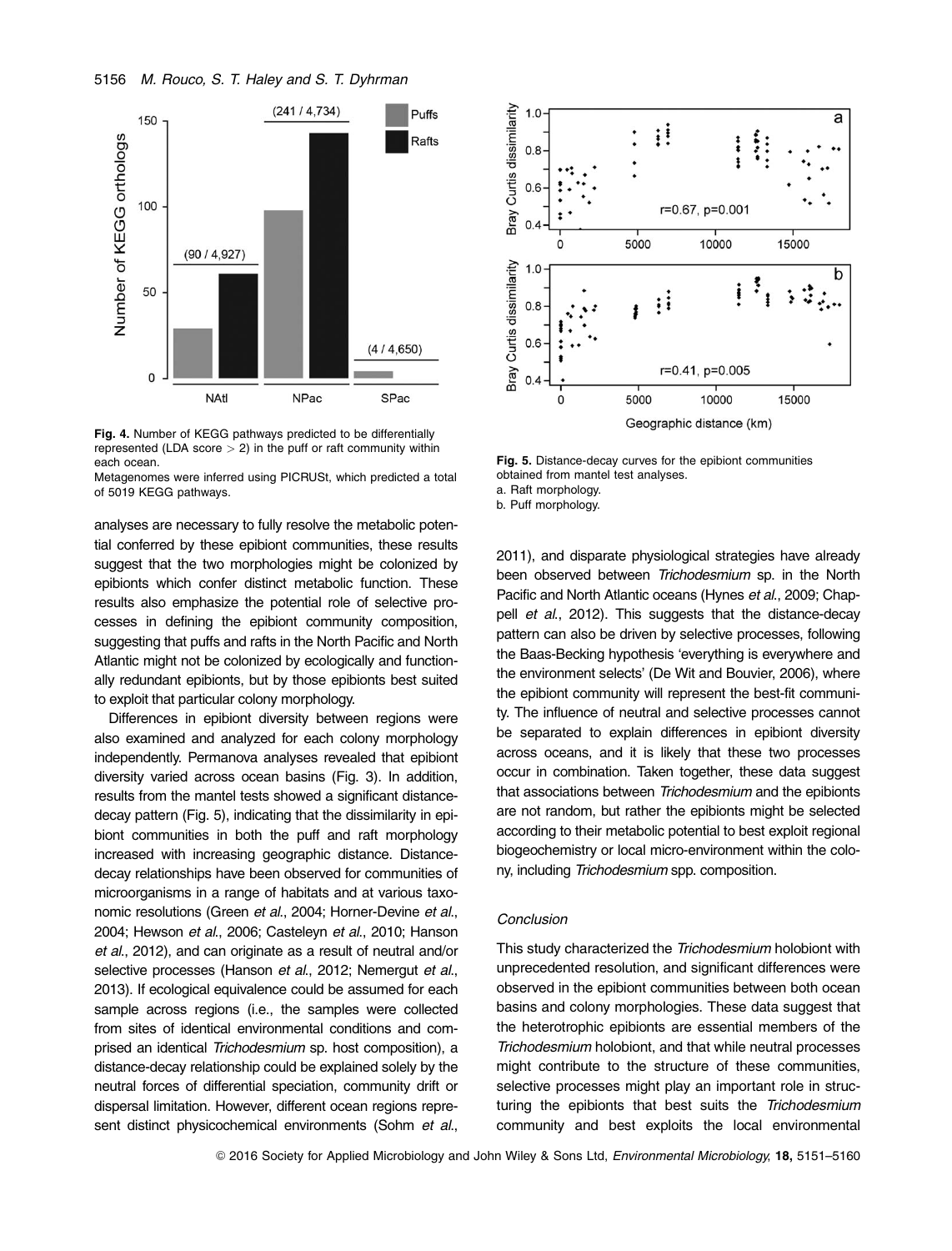**Fig. 4.** Number of KEGG pathways predicted to be differentially represented (LDA score > 2) in the puff or raft community within each ocean.
Metagenomes were inferred using PICRUSt, which predicted a total of 5019 KEGG pathways.

**Fig. 5.** Distance-decay curves for the epibiont communities obtained from mantel test analyses.
a. Raft morphology.
b. Puff morphology.

analyses are necessary to fully resolve the metabolic potential conferred by these epibiont communities, these results suggest that the two morphologies might be colonized by epibionts which confer distinct metabolic function. These results also emphasize the potential role of selective processes in defining the epibiont community composition, suggesting that puffs and rafts in the North Pacific and North Atlantic might not be colonized by ecologically and functionally redundant epibionts, but by those epibionts best suited to exploit that particular colony morphology.

Differences in epibiont diversity between regions were also examined and analyzed for each colony morphology independently. Permanova analyses revealed that epibiont diversity varied across ocean basins (Fig. 3). In addition, results from the mantel tests showed a significant distance-decay pattern (Fig. 5), indicating that the dissimilarity in epibiont communities in both the puff and raft morphology increased with increasing geographic distance. Distance-decay relationships have been observed for communities of microorganisms in a range of habitats and at various taxonomic resolutions (Green *et al.*, 2004; Horner-Devine *et al.*, 2004; Hewson *et al.*, 2006; Casteleyn *et al.*, 2010; Hanson *et al.*, 2012), and can originate as a result of neutral and/or selective processes (Hanson *et al.*, 2012; Nemergut *et al.*, 2013). If ecological equivalence could be assumed for each sample across regions (i.e., the samples were collected from sites of identical environmental conditions and comprised an identical *Trichodesmium* sp. host composition), a distance-decay relationship could be explained solely by the neutral forces of differential speciation, community drift or dispersal limitation. However, different ocean regions represent distinct physicochemical environments (Sohm *et al.*, 2011), and disparate physiological strategies have already been observed between *Trichodesmium* sp. in the North Pacific and North Atlantic oceans (Hynes *et al.*, 2009; Chappell *et al.*, 2012). This suggests that the distance-decay pattern can also be driven by selective processes, following the Baas-Becking hypothesis 'everything is everywhere and the environment selects' (De Wit and Bouvier, 2006), where the epibiont community will represent the best-fit community. The influence of neutral and selective processes cannot be separated to explain differences in epibiont diversity across oceans, and it is likely that these two processes occur in combination. Taken together, these data suggest that associations between *Trichodesmium* and the epibionts are not random, but rather the epibionts might be selected according to their metabolic potential to best exploit regional biogeochemistry or local micro-environment within the colony, including *Trichodesmium* spp. composition.

### *Conclusion*

This study characterized the *Trichodesmium* holobiont with unprecedented resolution, and significant differences were observed in the epibiont communities between both ocean basins and colony morphologies. These data suggest that the heterotrophic epibionts are essential members of the *Trichodesmium* holobiont, and that while neutral processes might contribute to the structure of these communities, selective processes might play an important role in structuring the epibionts that best suits the *Trichodesmium* community and best exploits the local environmental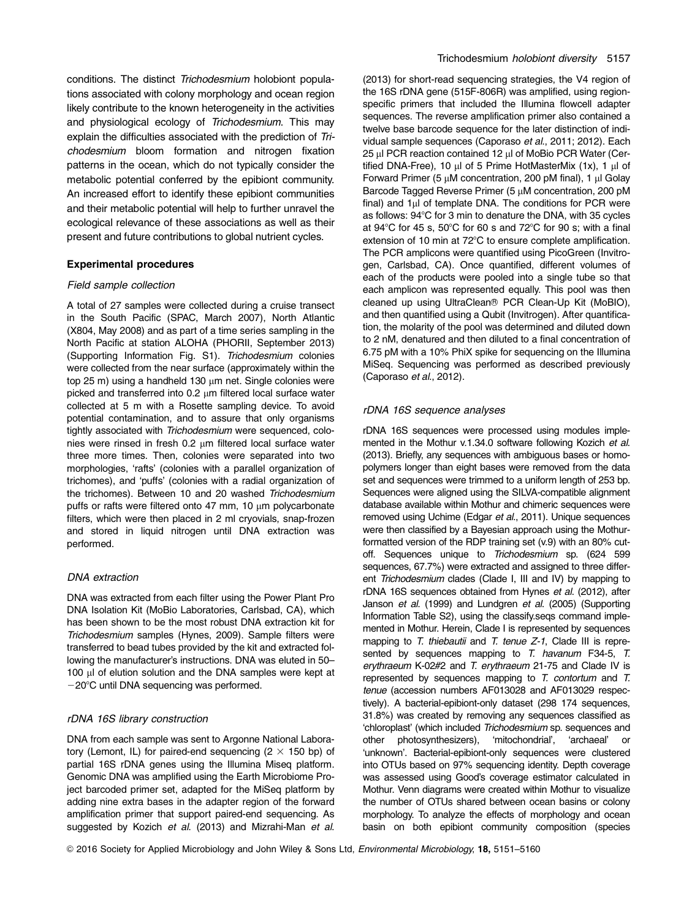conditions. The distinct *Trichodesmium* holobiont populations associated with colony morphology and ocean region likely contribute to the known heterogeneity in the activities and physiological ecology of *Trichodesmium*. This may explain the difficulties associated with the prediction of *Trichodesmium* bloom formation and nitrogen fixation patterns in the ocean, which do not typically consider the metabolic potential conferred by the epibiont community. An increased effort to identify these epibiont communities and their metabolic potential will help to further unravel the ecological relevance of these associations as well as their present and future contributions to global nutrient cycles.

## Experimental procedures

### *Field sample collection*

A total of 27 samples were collected during a cruise transect in the South Pacific (SPAC, March 2007), North Atlantic (X804, May 2008) and as part of a time series sampling in the North Pacific at station ALOHA (PHORII, September 2013) (Supporting Information Fig. S1). *Trichodesmium* colonies were collected from the near surface (approximately within the top 25 m) using a handheld 130 μm net. Single colonies were picked and transferred into 0.2 μm filtered local surface water collected at 5 m with a Rosette sampling device. To avoid potential contamination, and to assure that only organisms tightly associated with *Trichodesmium* were sequenced, colonies were rinsed in fresh 0.2 μm filtered local surface water three more times. Then, colonies were separated into two morphologies, 'rafts' (colonies with a parallel organization of trichomes), and 'puffs' (colonies with a radial organization of the trichomes). Between 10 and 20 washed *Trichodesmium* puffs or rafts were filtered onto 47 mm, 10 μm polycarbonate filters, which were then placed in 2 ml cryovials, snap-frozen and stored in liquid nitrogen until DNA extraction was performed.

### *DNA extraction*

DNA was extracted from each filter using the Power Plant Pro DNA Isolation Kit (MoBio Laboratories, Carlsbad, CA), which has been shown to be the most robust DNA extraction kit for *Trichodesmium* samples (Hynes, 2009). Sample filters were transferred to bead tubes provided by the kit and extracted following the manufacturer's instructions. DNA was eluted in 50–100 μl of elution solution and the DNA samples were kept at −20°C until DNA sequencing was performed.

### *rDNA 16S library construction*

DNA from each sample was sent to Argonne National Laboratory (Lemont, IL) for paired-end sequencing (2 × 150 bp) of partial 16S rDNA genes using the Illumina Miseq platform. Genomic DNA was amplified using the Earth Microbiome Project barcoded primer set, adapted for the MiSeq platform by adding nine extra bases in the adapter region of the forward amplification primer that support paired-end sequencing. As suggested by Kozich *et al*. (2013) and Mizrahi-Man *et al*. (2013) for short-read sequencing strategies, the V4 region of the 16S rDNA gene (515F-806R) was amplified, using region-specific primers that included the Illumina flowcell adapter sequences. The reverse amplification primer also contained a twelve base barcode sequence for the later distinction of individual sample sequences (Caporaso *et al*., 2011; 2012). Each 25 μl PCR reaction contained 12 μl of MoBio PCR Water (Certified DNA-Free), 10 μl of 5 Prime HotMasterMix (1x), 1 μl of Forward Primer (5 μM concentration, 200 pM final), 1 μl Golay Barcode Tagged Reverse Primer (5 μM concentration, 200 pM final) and 1μl of template DNA. The conditions for PCR were as follows: 94°C for 3 min to denature the DNA, with 35 cycles at 94°C for 45 s, 50°C for 60 s and 72°C for 90 s; with a final extension of 10 min at 72°C to ensure complete amplification. The PCR amplicons were quantified using PicoGreen (Invitrogen, Carlsbad, CA). Once quantified, different volumes of each of the products were pooled into a single tube so that each amplicon was represented equally. This pool was then cleaned up using UltraClean® PCR Clean-Up Kit (MoBIO), and then quantified using a Qubit (Invitrogen). After quantification, the molarity of the pool was determined and diluted down to 2 nM, denatured and then diluted to a final concentration of 6.75 pM with a 10% PhiX spike for sequencing on the Illumina MiSeq. Sequencing was performed as described previously (Caporaso *et al*., 2012).

### *rDNA 16S sequence analyses*

rDNA 16S sequences were processed using modules implemented in the Mothur v.1.34.0 software following Kozich *et al*. (2013). Briefly, any sequences with ambiguous bases or homopolymers longer than eight bases were removed from the data set and sequences were trimmed to a uniform length of 253 bp. Sequences were aligned using the SILVA-compatible alignment database available within Mothur and chimeric sequences were removed using Uchime (Edgar *et al*., 2011). Unique sequences were then classified by a Bayesian approach using the Mothur-formatted version of the RDP training set (v.9) with an 80% cutoff. Sequences unique to *Trichodesmium* sp. (624 599 sequences, 67.7%) were extracted and assigned to three different *Trichodesmium* clades (Clade I, III and IV) by mapping to rDNA 16S sequences obtained from Hynes *et al*. (2012), after Janson *et al*. (1999) and Lundgren *et al*. (2005) (Supporting Information Table S2), using the classify.seqs command implemented in Mothur. Herein, Clade I is represented by sequences mapping to *T. thiebautii* and *T. tenue Z-1*, Clade III is represented by sequences mapping to *T. havanum* F34-5, *T. erythraeum* K-02#2 and *T. erythraeum* 21-75 and Clade IV is represented by sequences mapping to *T. contortum* and *T. tenue* (accession numbers AF013028 and AF013029 respectively). A bacterial-epibiont-only dataset (298 174 sequences, 31.8%) was created by removing any sequences classified as 'chloroplast' (which included *Trichodesmium* sp. sequences and other photosynthesizers), 'mitochondrial', 'archaeal' or 'unknown'. Bacterial-epibiont-only sequences were clustered into OTUs based on 97% sequencing identity. Depth coverage was assessed using Good's coverage estimator calculated in Mothur. Venn diagrams were created within Mothur to visualize the number of OTUs shared between ocean basins or colony morphology. To analyze the effects of morphology and ocean basin on both epibiont community composition (species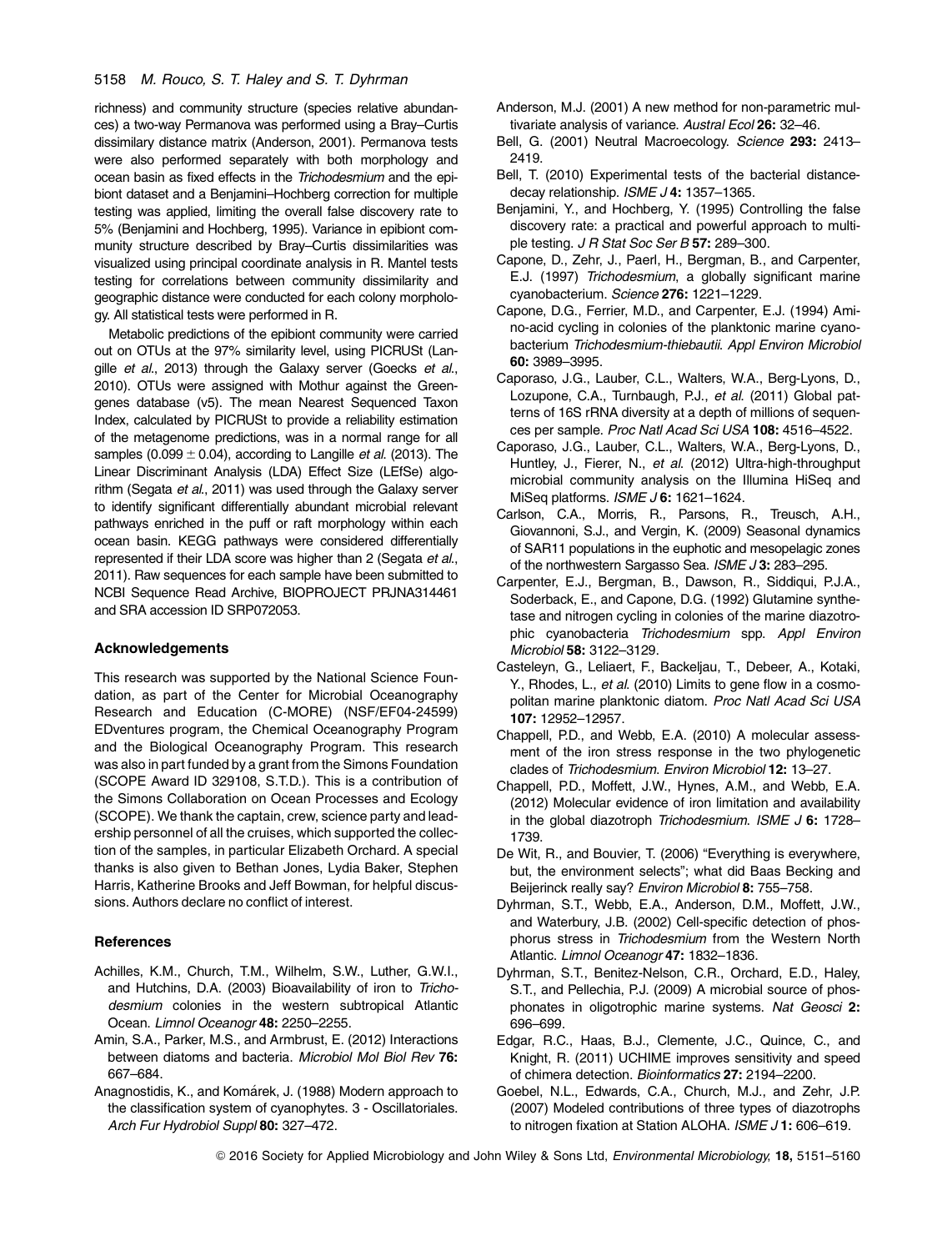richness) and community structure (species relative abundances) a two-way Permanova was performed using a Bray–Curtis dissimilary distance matrix (Anderson, 2001). Permanova tests were also performed separately with both morphology and ocean basin as fixed effects in the *Trichodesmium* and the epibiont dataset and a Benjamini–Hochberg correction for multiple testing was applied, limiting the overall false discovery rate to 5% (Benjamini and Hochberg, 1995). Variance in epibiont community structure described by Bray–Curtis dissimilarities was visualized using principal coordinate analysis in R. Mantel tests testing for correlations between community dissimilarity and geographic distance were conducted for each colony morphology. All statistical tests were performed in R.

Metabolic predictions of the epibiont community were carried out on OTUs at the 97% similarity level, using PICRUSt (Langille *et al*., 2013) through the Galaxy server (Goecks *et al*., 2010). OTUs were assigned with Mothur against the Greengenes database (v5). The mean Nearest Sequenced Taxon Index, calculated by PICRUSt to provide a reliability estimation of the metagenome predictions, was in a normal range for all samples ($0.099 \pm 0.04$), according to Langille *et al*. (2013). The Linear Discriminant Analysis (LDA) Effect Size (LEfSe) algorithm (Segata *et al*., 2011) was used through the Galaxy server to identify significant differentially abundant microbial relevant pathways enriched in the puff or raft morphology within each ocean basin. KEGG pathways were considered differentially represented if their LDA score was higher than 2 (Segata *et al*., 2011). Raw sequences for each sample have been submitted to NCBI Sequence Read Archive, BIOPROJECT PRJNA314461 and SRA accession ID SRP072053.

## Acknowledgements

This research was supported by the National Science Foundation, as part of the Center for Microbial Oceanography Research and Education (C-MORE) (NSF/EF04-24599) EDventures program, the Chemical Oceanography Program and the Biological Oceanography Program. This research was also in part funded by a grant from the Simons Foundation (SCOPE Award ID 329108, S.T.D.). This is a contribution of the Simons Collaboration on Ocean Processes and Ecology (SCOPE). We thank the captain, crew, science party and leadership personnel of all the cruises, which supported the collection of the samples, in particular Elizabeth Orchard. A special thanks is also given to Bethan Jones, Lydia Baker, Stephen Harris, Katherine Brooks and Jeff Bowman, for helpful discussions. Authors declare no conflict of interest.

## References

Achilles, K.M., Church, T.M., Wilhelm, S.W., Luther, G.W.I., and Hutchins, D.A. (2003) Bioavailability of iron to *Trichodesmium* colonies in the western subtropical Atlantic Ocean. *Limnol Oceanogr* **48:** 2250–2255.

Amin, S.A., Parker, M.S., and Armbrust, E. (2012) Interactions between diatoms and bacteria. *Microbiol Mol Biol Rev* **76:** 667–684.

Anagnostidis, K., and Komárek, J. (1988) Modern approach to the classification system of cyanophytes. 3 - Oscillatoriales. *Arch Fur Hydrobiol Suppl* **80:** 327–472.

Anderson, M.J. (2001) A new method for non-parametric multivariate analysis of variance. *Austral Ecol* **26:** 32–46.

Bell, G. (2001) Neutral Macroecology. *Science* **293:** 2413–2419.

Bell, T. (2010) Experimental tests of the bacterial distance-decay relationship. *ISME J* **4:** 1357–1365.

Benjamini, Y., and Hochberg, Y. (1995) Controlling the false discovery rate: a practical and powerful approach to multiple testing. *J R Stat Soc Ser B* **57:** 289–300.

Capone, D., Zehr, J., Paerl, H., Bergman, B., and Carpenter, E.J. (1997) *Trichodesmium*, a globally significant marine cyanobacterium. *Science* **276:** 1221–1229.

Capone, D.G., Ferrier, M.D., and Carpenter, E.J. (1994) Amino-acid cycling in colonies of the planktonic marine cyanobacterium *Trichodesmium-thiebautii*. *Appl Environ Microbiol* **60:** 3989–3995.

Caporaso, J.G., Lauber, C.L., Walters, W.A., Berg-Lyons, D., Lozupone, C.A., Turnbaugh, P.J., *et al*. (2011) Global patterns of 16S rRNA diversity at a depth of millions of sequences per sample. *Proc Natl Acad Sci USA* **108:** 4516–4522.

Caporaso, J.G., Lauber, C.L., Walters, W.A., Berg-Lyons, D., Huntley, J., Fierer, N., *et al*. (2012) Ultra-high-throughput microbial community analysis on the Illumina HiSeq and MiSeq platforms. *ISME J* **6:** 1621–1624.

Carlson, C.A., Morris, R., Parsons, R., Treusch, A.H., Giovannoni, S.J., and Vergin, K. (2009) Seasonal dynamics of SAR11 populations in the euphotic and mesopelagic zones of the northwestern Sargasso Sea. *ISME J* **3:** 283–295.

Carpenter, E.J., Bergman, B., Dawson, R., Siddiqui, P.J.A., Soderback, E., and Capone, D.G. (1992) Glutamine synthetase and nitrogen cycling in colonies of the marine diazotrophic cyanobacteria *Trichodesmium* spp. *Appl Environ Microbiol* **58:** 3122–3129.

Casteleyn, G., Leliaert, F., Backeljau, T., Debeer, A., Kotaki, Y., Rhodes, L., *et al*. (2010) Limits to gene flow in a cosmopolitan marine planktonic diatom. *Proc Natl Acad Sci USA* **107:** 12952–12957.

Chappell, P.D., and Webb, E.A. (2010) A molecular assessment of the iron stress response in the two phylogenetic clades of *Trichodesmium*. *Environ Microbiol* **12:** 13–27.

Chappell, P.D., Moffett, J.W., Hynes, A.M., and Webb, E.A. (2012) Molecular evidence of iron limitation and availability in the global diazotroph *Trichodesmium*. *ISME J* **6:** 1728–1739.

De Wit, R., and Bouvier, T. (2006) "Everything is everywhere, but, the environment selects"; what did Baas Becking and Beijerinck really say? *Environ Microbiol* **8:** 755–758.

Dyhrman, S.T., Webb, E.A., Anderson, D.M., Moffett, J.W., and Waterbury, J.B. (2002) Cell-specific detection of phosphorus stress in *Trichodesmium* from the Western North Atlantic. *Limnol Oceanogr* **47:** 1832–1836.

Dyhrman, S.T., Benitez-Nelson, C.R., Orchard, E.D., Haley, S.T., and Pellechia, P.J. (2009) A microbial source of phosphonates in oligotrophic marine systems. *Nat Geosci* **2:** 696–699.

Edgar, R.C., Haas, B.J., Clemente, J.C., Quince, C., and Knight, R. (2011) UCHIME improves sensitivity and speed of chimera detection. *Bioinformatics* **27:** 2194–2200.

Goebel, N.L., Edwards, C.A., Church, M.J., and Zehr, J.P. (2007) Modeled contributions of three types of diazotrophs to nitrogen fixation at Station ALOHA. *ISME J* **1:** 606–619.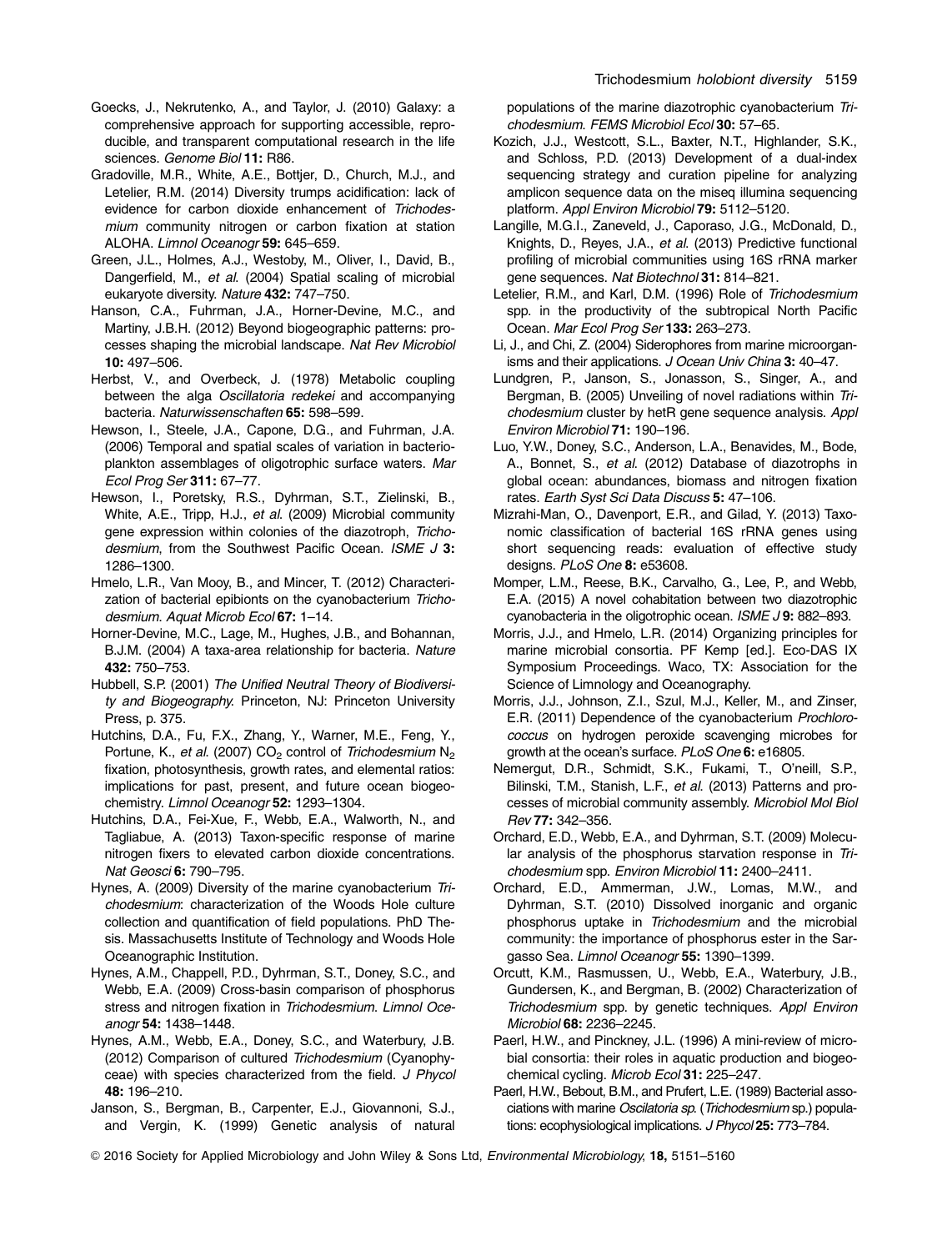Goecks, J., Nekrutenko, A., and Taylor, J. (2010) Galaxy: a comprehensive approach for supporting accessible, reproducible, and transparent computational research in the life sciences. *Genome Biol* **11:** R86.

Gradoville, M.R., White, A.E., Bottjer, D., Church, M.J., and Letelier, R.M. (2014) Diversity trumps acidification: lack of evidence for carbon dioxide enhancement of *Trichodesmium* community nitrogen or carbon fixation at station ALOHA. *Limnol Oceanogr* **59:** 645–659.

Green, J.L., Holmes, A.J., Westoby, M., Oliver, I., David, B., Dangerfield, M., *et al*. (2004) Spatial scaling of microbial eukaryote diversity. *Nature* **432:** 747–750.

Hanson, C.A., Fuhrman, J.A., Horner-Devine, M.C., and Martiny, J.B.H. (2012) Beyond biogeographic patterns: processes shaping the microbial landscape. *Nat Rev Microbiol* **10:** 497–506.

Herbst, V., and Overbeck, J. (1978) Metabolic coupling between the alga *Oscillatoria redekei* and accompanying bacteria. *Naturwissenschaften* **65:** 598–599.

Hewson, I., Steele, J.A., Capone, D.G., and Fuhrman, J.A. (2006) Temporal and spatial scales of variation in bacterioplankton assemblages of oligotrophic surface waters. *Mar Ecol Prog Ser* **311:** 67–77.

Hewson, I., Poretsky, R.S., Dyhrman, S.T., Zielinski, B., White, A.E., Tripp, H.J., *et al*. (2009) Microbial community gene expression within colonies of the diazotroph, *Trichodesmium*, from the Southwest Pacific Ocean. *ISME J* **3:** 1286–1300.

Hmelo, L.R., Van Mooy, B., and Mincer, T. (2012) Characterization of bacterial epibionts on the cyanobacterium *Trichodesmium*. *Aquat Microb Ecol* **67:** 1–14.

Horner-Devine, M.C., Lage, M., Hughes, J.B., and Bohannan, B.J.M. (2004) A taxa-area relationship for bacteria. *Nature* **432:** 750–753.

Hubbell, S.P. (2001) *The Unified Neutral Theory of Biodiversity and Biogeography*. Princeton, NJ: Princeton University Press, p. 375.

Hutchins, D.A., Fu, F.X., Zhang, Y., Warner, M.E., Feng, Y., Portune, K., *et al*. (2007) $CO_2$ control of *Trichodesmium* $N_2$ fixation, photosynthesis, growth rates, and elemental ratios: implications for past, present, and future ocean biogeochemistry. *Limnol Oceanogr* **52:** 1293–1304.

Hutchins, D.A., Fei-Xue, F., Webb, E.A., Walworth, N., and Tagliabue, A. (2013) Taxon-specific response of marine nitrogen fixers to elevated carbon dioxide concentrations. *Nat Geosci* **6:** 790–795.

Hynes, A. (2009) Diversity of the marine cyanobacterium *Trichodesmium*: characterization of the Woods Hole culture collection and quantification of field populations. PhD Thesis. Massachusetts Institute of Technology and Woods Hole Oceanographic Institution.

Hynes, A.M., Chappell, P.D., Dyhrman, S.T., Doney, S.C., and Webb, E.A. (2009) Cross-basin comparison of phosphorus stress and nitrogen fixation in *Trichodesmium*. *Limnol Oceanogr* **54:** 1438–1448.

Hynes, A.M., Webb, E.A., Doney, S.C., and Waterbury, J.B. (2012) Comparison of cultured *Trichodesmium* (Cyanophyceae) with species characterized from the field. *J Phycol* **48:** 196–210.

Janson, S., Bergman, B., Carpenter, E.J., Giovannoni, S.J., and Vergin, K. (1999) Genetic analysis of natural populations of the marine diazotrophic cyanobacterium *Trichodesmium*. *FEMS Microbiol Ecol* **30:** 57–65.

Kozich, J.J., Westcott, S.L., Baxter, N.T., Highlander, S.K., and Schloss, P.D. (2013) Development of a dual-index sequencing strategy and curation pipeline for analyzing amplicon sequence data on the miseq illumina sequencing platform. *Appl Environ Microbiol* **79:** 5112–5120.

Langille, M.G.I., Zaneveld, J., Caporaso, J.G., McDonald, D., Knights, D., Reyes, J.A., *et al*. (2013) Predictive functional profiling of microbial communities using 16S rRNA marker gene sequences. *Nat Biotechnol* **31:** 814–821.

Letelier, R.M., and Karl, D.M. (1996) Role of *Trichodesmium* spp. in the productivity of the subtropical North Pacific Ocean. *Mar Ecol Prog Ser* **133:** 263–273.

Li, J., and Chi, Z. (2004) Siderophores from marine microorganisms and their applications. *J Ocean Univ China* **3:** 40–47.

Lundgren, P., Janson, S., Jonasson, S., Singer, A., and Bergman, B. (2005) Unveiling of novel radiations within *Trichodesmium* cluster by hetR gene sequence analysis. *Appl Environ Microbiol* **71:** 190–196.

Luo, Y.W., Doney, S.C., Anderson, L.A., Benavides, M., Bode, A., Bonnet, S., *et al*. (2012) Database of diazotrophs in global ocean: abundances, biomass and nitrogen fixation rates. *Earth Syst Sci Data Discuss* **5:** 47–106.

Mizrahi-Man, O., Davenport, E.R., and Gilad, Y. (2013) Taxonomic classification of bacterial 16S rRNA genes using short sequencing reads: evaluation of effective study designs. *PLoS One* **8:** e53608.

Momper, L.M., Reese, B.K., Carvalho, G., Lee, P., and Webb, E.A. (2015) A novel cohabitation between two diazotrophic cyanobacteria in the oligotrophic ocean. *ISME J* **9:** 882–893.

Morris, J.J., and Hmelo, L.R. (2014) Organizing principles for marine microbial consortia. PF Kemp [ed.]. Eco-DAS IX Symposium Proceedings. Waco, TX: Association for the Science of Limnology and Oceanography.

Morris, J.J., Johnson, Z.I., Szul, M.J., Keller, M., and Zinser, E.R. (2011) Dependence of the cyanobacterium *Prochlorococcus* on hydrogen peroxide scavenging microbes for growth at the ocean's surface. *PLoS One* **6:** e16805.

Nemergut, D.R., Schmidt, S.K., Fukami, T., O'neill, S.P., Bilinski, T.M., Stanish, L.F., *et al*. (2013) Patterns and processes of microbial community assembly. *Microbiol Mol Biol Rev* **77:** 342–356.

Orchard, E.D., Webb, E.A., and Dyhrman, S.T. (2009) Molecular analysis of the phosphorus starvation response in *Trichodesmium* spp. *Environ Microbiol* **11:** 2400–2411.

Orchard, E.D., Ammerman, J.W., Lomas, M.W., and Dyhrman, S.T. (2010) Dissolved inorganic and organic phosphorus uptake in *Trichodesmium* and the microbial community: the importance of phosphorus ester in the Sargasso Sea. *Limnol Oceanogr* **55:** 1390–1399.

Orcutt, K.M., Rasmussen, U., Webb, E.A., Waterbury, J.B., Gundersen, K., and Bergman, B. (2002) Characterization of *Trichodesmium* spp. by genetic techniques. *Appl Environ Microbiol* **68:** 2236–2245.

Paerl, H.W., and Pinckney, J.L. (1996) A mini-review of microbial consortia: their roles in aquatic production and biogeochemical cycling. *Microb Ecol* **31:** 225–247.

Paerl, H.W., Bebout, B.M., and Prufert, L.E. (1989) Bacterial associations with marine *Oscilatoria sp.* (*Trichodesmium* sp.) populations: ecophysiological implications. *J Phycol* **25:** 773–784.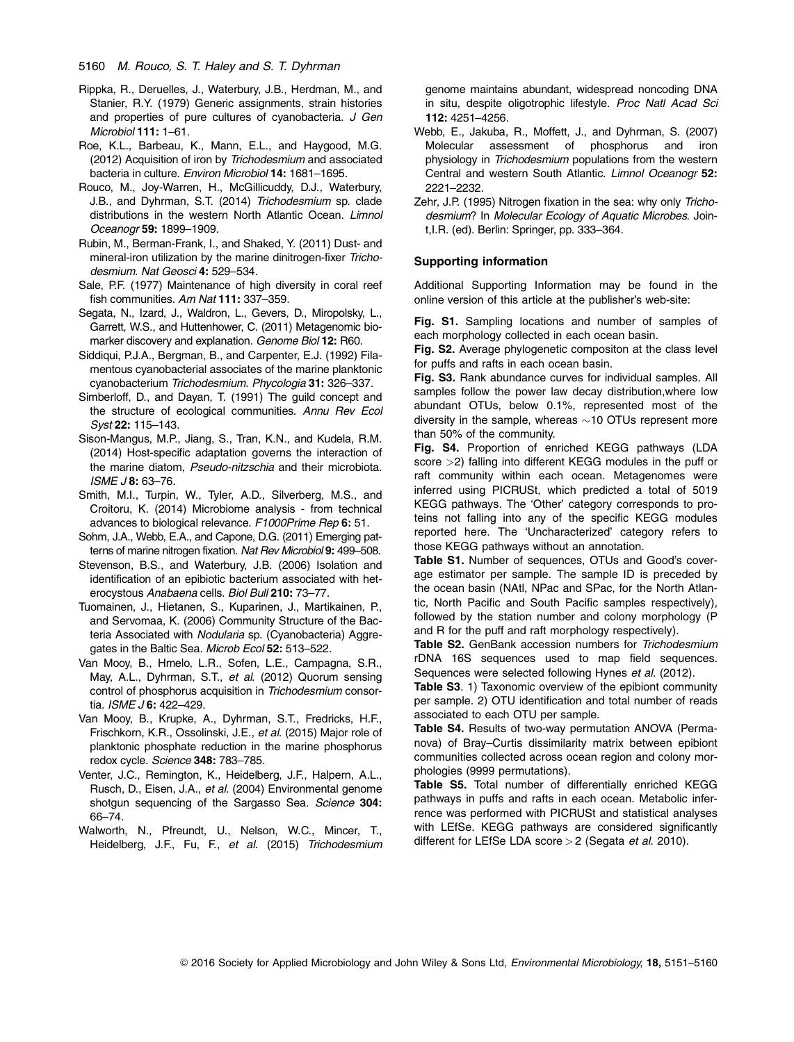Rippka, R., Deruelles, J., Waterbury, J.B., Herdman, M., and Stanier, R.Y. (1979) Generic assignments, strain histories and properties of pure cultures of cyanobacteria. *J Gen Microbiol* **111:** 1–61.

Roe, K.L., Barbeau, K., Mann, E.L., and Haygood, M.G. (2012) Acquisition of iron by *Trichodesmium* and associated bacteria in culture. *Environ Microbiol* **14:** 1681–1695.

Rouco, M., Joy-Warren, H., McGillicuddy, D.J., Waterbury, J.B., and Dyhrman, S.T. (2014) *Trichodesmium* sp. clade distributions in the western North Atlantic Ocean. *Limnol Oceanogr* **59:** 1899–1909.

Rubin, M., Berman-Frank, I., and Shaked, Y. (2011) Dust- and mineral-iron utilization by the marine dinitrogen-fixer *Trichodesmium*. *Nat Geosci* **4:** 529–534.

Sale, P.F. (1977) Maintenance of high diversity in coral reef fish communities. *Am Nat* **111:** 337–359.

Segata, N., Izard, J., Waldron, L., Gevers, D., Miropolsky, L., Garrett, W.S., and Huttenhower, C. (2011) Metagenomic biomarker discovery and explanation. *Genome Biol* **12:** R60.

Siddiqui, P.J.A., Bergman, B., and Carpenter, E.J. (1992) Filamentous cyanobacterial associates of the marine planktonic cyanobacterium *Trichodesmium*. *Phycologia* **31:** 326–337.

Simberloff, D., and Dayan, T. (1991) The guild concept and the structure of ecological communities. *Annu Rev Ecol Syst* **22:** 115–143.

Sison-Mangus, M.P., Jiang, S., Tran, K.N., and Kudela, R.M. (2014) Host-specific adaptation governs the interaction of the marine diatom, *Pseudo-nitzschia* and their microbiota. *ISME J* **8:** 63–76.

Smith, M.I., Turpin, W., Tyler, A.D., Silverberg, M.S., and Croitoru, K. (2014) Microbiome analysis - from technical advances to biological relevance. *F1000Prime Rep* **6:** 51.

Sohm, J.A., Webb, E.A., and Capone, D.G. (2011) Emerging patterns of marine nitrogen fixation. *Nat Rev Microbiol* **9:** 499–508.

Stevenson, B.S., and Waterbury, J.B. (2006) Isolation and identification of an epibiotic bacterium associated with heterocystous *Anabaena* cells. *Biol Bull* **210:** 73–77.

Tuomainen, J., Hietanen, S., Kuparinen, J., Martikainen, P., and Servomaa, K. (2006) Community Structure of the Bacteria Associated with *Nodularia* sp. (Cyanobacteria) Aggregates in the Baltic Sea. *Microb Ecol* **52:** 513–522.

Van Mooy, B., Hmelo, L.R., Sofen, L.E., Campagna, S.R., May, A.L., Dyhrman, S.T., *et al.* (2012) Quorum sensing control of phosphorus acquisition in *Trichodesmium* consortia. *ISME J* **6:** 422–429.

Van Mooy, B., Krupke, A., Dyhrman, S.T., Fredricks, H.F., Frischkorn, K.R., Ossolinski, J.E., *et al.* (2015) Major role of planktonic phosphate reduction in the marine phosphorus redox cycle. *Science* **348:** 783–785.

Venter, J.C., Remington, K., Heidelberg, J.F., Halpern, A.L., Rusch, D., Eisen, J.A., *et al.* (2004) Environmental genome shotgun sequencing of the Sargasso Sea. *Science* **304:** 66–74.

Walworth, N., Pfreundt, U., Nelson, W.C., Mincer, T., Heidelberg, J.F., Fu, F., *et al.* (2015) *Trichodesmium* genome maintains abundant, widespread noncoding DNA in situ, despite oligotrophic lifestyle. *Proc Natl Acad Sci* **112:** 4251–4256.

Webb, E., Jakuba, R., Moffett, J., and Dyhrman, S. (2007) Molecular assessment of phosphorus and iron physiology in *Trichodesmium* populations from the western Central and western South Atlantic. *Limnol Oceanogr* **52:** 2221–2232.

Zehr, J.P. (1995) Nitrogen fixation in the sea: why only *Trichodesmium*? In *Molecular Ecology of Aquatic Microbes*. Joint,I.R. (ed). Berlin: Springer, pp. 333–364.

### Supporting information

Additional Supporting Information may be found in the online version of this article at the publisher's web-site:

**Fig. S1.** Sampling locations and number of samples of each morphology collected in each ocean basin.

**Fig. S2.** Average phylogenetic compositon at the class level for puffs and rafts in each ocean basin.

**Fig. S3.** Rank abundance curves for individual samples. All samples follow the power law decay distribution,where low abundant OTUs, below 0.1%, represented most of the diversity in the sample, whereas ~10 OTUs represent more than 50% of the community.

**Fig. S4.** Proportion of enriched KEGG pathways (LDA score >2) falling into different KEGG modules in the puff or raft community within each ocean. Metagenomes were inferred using PICRUSt, which predicted a total of 5019 KEGG pathways. The 'Other' category corresponds to proteins not falling into any of the specific KEGG modules reported here. The 'Uncharacterized' category refers to those KEGG pathways without an annotation.

**Table S1.** Number of sequences, OTUs and Good's coverage estimator per sample. The sample ID is preceded by the ocean basin (NAtl, NPac and SPac, for the North Atlantic, North Pacific and South Pacific samples respectively), followed by the station number and colony morphology (P and R for the puff and raft morphology respectively).

**Table S2.** GenBank accession numbers for *Trichodesmium* rDNA 16S sequences used to map field sequences. Sequences were selected following Hynes *et al.* (2012).

**Table S3**. 1) Taxonomic overview of the epibiont community per sample. 2) OTU identification and total number of reads associated to each OTU per sample.

**Table S4.** Results of two-way permutation ANOVA (Permanova) of Bray–Curtis dissimilarity matrix between epibiont communities collected across ocean region and colony morphologies (9999 permutations).

**Table S5.** Total number of differentially enriched KEGG pathways in puffs and rafts in each ocean. Metabolic inference was performed with PICRUSt and statistical analyses with LEfSe. KEGG pathways are considered significantly different for LEfSe LDA score > 2 (Segata *et al.* 2010).